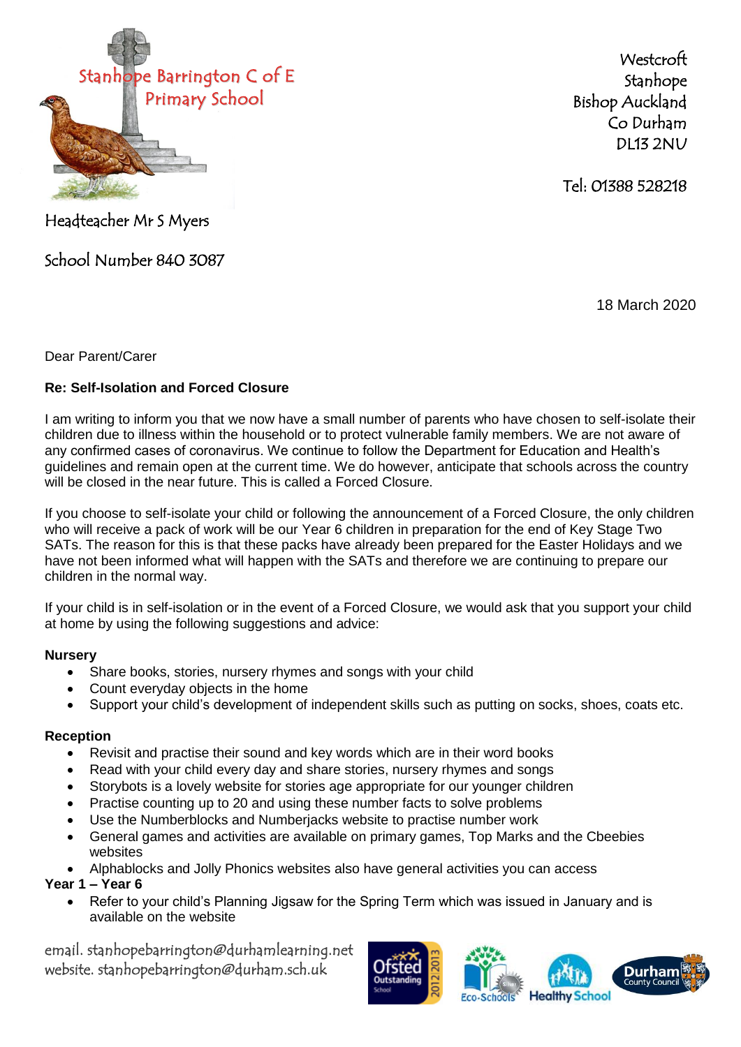Stanhope Barrington C of E Primary School

Westcroft
Stanhope
Bishop Auckland
Co Durham
DL13 2NU

Tel: 01388 528218

Headteacher Mr S Myers

School Number 840 3087

18 March 2020

Dear Parent/Carer

**Re: Self-Isolation and Forced Closure**

I am writing to inform you that we now have a small number of parents who have chosen to self-isolate their children due to illness within the household or to protect vulnerable family members. We are not aware of any confirmed cases of coronavirus. We continue to follow the Department for Education and Health's guidelines and remain open at the current time. We do however, anticipate that schools across the country will be closed in the near future. This is called a Forced Closure.

If you choose to self-isolate your child or following the announcement of a Forced Closure, the only children who will receive a pack of work will be our Year 6 children in preparation for the end of Key Stage Two SATs. The reason for this is that these packs have already been prepared for the Easter Holidays and we have not been informed what will happen with the SATs and therefore we are continuing to prepare our children in the normal way.

If your child is in self-isolation or in the event of a Forced Closure, we would ask that you support your child at home by using the following suggestions and advice:

**Nursery**

- Share books, stories, nursery rhymes and songs with your child
- Count everyday objects in the home
- Support your child's development of independent skills such as putting on socks, shoes, coats etc.

**Reception**

- Revisit and practise their sound and key words which are in their word books
- Read with your child every day and share stories, nursery rhymes and songs
- Storybots is a lovely website for stories age appropriate for our younger children
- Practise counting up to 20 and using these number facts to solve problems
- Use the Numberblocks and Numberjacks website to practise number work
- General games and activities are available on primary games, Top Marks and the Cbeebies websites
- Alphablocks and Jolly Phonics websites also have general activities you can access

**Year 1 – Year 6**

- Refer to your child's Planning Jigsaw for the Spring Term which was issued in January and is available on the website

email. stanhopebarrington@durhamlearning.net
website. stanhopebarrington@durham.sch.uk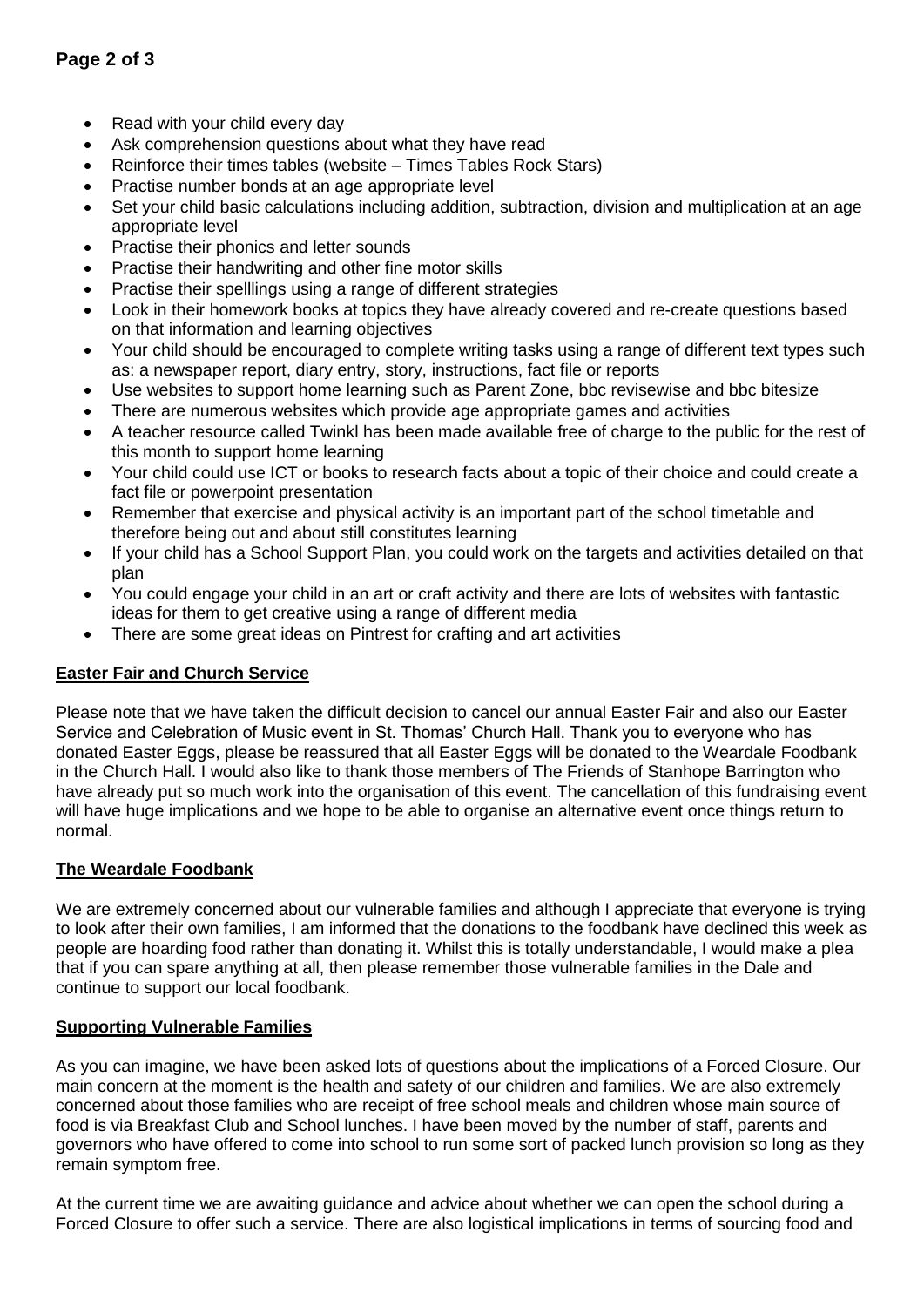- Read with your child every day
- Ask comprehension questions about what they have read
- Reinforce their times tables (website – Times Tables Rock Stars)
- Practise number bonds at an age appropriate level
- Set your child basic calculations including addition, subtraction, division and multiplication at an age appropriate level
- Practise their phonics and letter sounds
- Practise their handwriting and other fine motor skills
- Practise their spelllings using a range of different strategies
- Look in their homework books at topics they have already covered and re-create questions based on that information and learning objectives
- Your child should be encouraged to complete writing tasks using a range of different text types such as: a newspaper report, diary entry, story, instructions, fact file or reports
- Use websites to support home learning such as Parent Zone, bbc revisewise and bbc bitesize
- There are numerous websites which provide age appropriate games and activities
- A teacher resource called Twinkl has been made available free of charge to the public for the rest of this month to support home learning
- Your child could use ICT or books to research facts about a topic of their choice and could create a fact file or powerpoint presentation
- Remember that exercise and physical activity is an important part of the school timetable and therefore being out and about still constitutes learning
- If your child has a School Support Plan, you could work on the targets and activities detailed on that plan
- You could engage your child in an art or craft activity and there are lots of websites with fantastic ideas for them to get creative using a range of different media
- There are some great ideas on Pintrest for crafting and art activities

## Easter Fair and Church Service

Please note that we have taken the difficult decision to cancel our annual Easter Fair and also our Easter Service and Celebration of Music event in St. Thomas' Church Hall. Thank you to everyone who has donated Easter Eggs, please be reassured that all Easter Eggs will be donated to the Weardale Foodbank in the Church Hall. I would also like to thank those members of The Friends of Stanhope Barrington who have already put so much work into the organisation of this event. The cancellation of this fundraising event will have huge implications and we hope to be able to organise an alternative event once things return to normal.

## The Weardale Foodbank

We are extremely concerned about our vulnerable families and although I appreciate that everyone is trying to look after their own families, I am informed that the donations to the foodbank have declined this week as people are hoarding food rather than donating it. Whilst this is totally understandable, I would make a plea that if you can spare anything at all, then please remember those vulnerable families in the Dale and continue to support our local foodbank.

## Supporting Vulnerable Families

As you can imagine, we have been asked lots of questions about the implications of a Forced Closure. Our main concern at the moment is the health and safety of our children and families. We are also extremely concerned about those families who are receipt of free school meals and children whose main source of food is via Breakfast Club and School lunches. I have been moved by the number of staff, parents and governors who have offered to come into school to run some sort of packed lunch provision so long as they remain symptom free.

At the current time we are awaiting guidance and advice about whether we can open the school during a Forced Closure to offer such a service. There are also logistical implications in terms of sourcing food and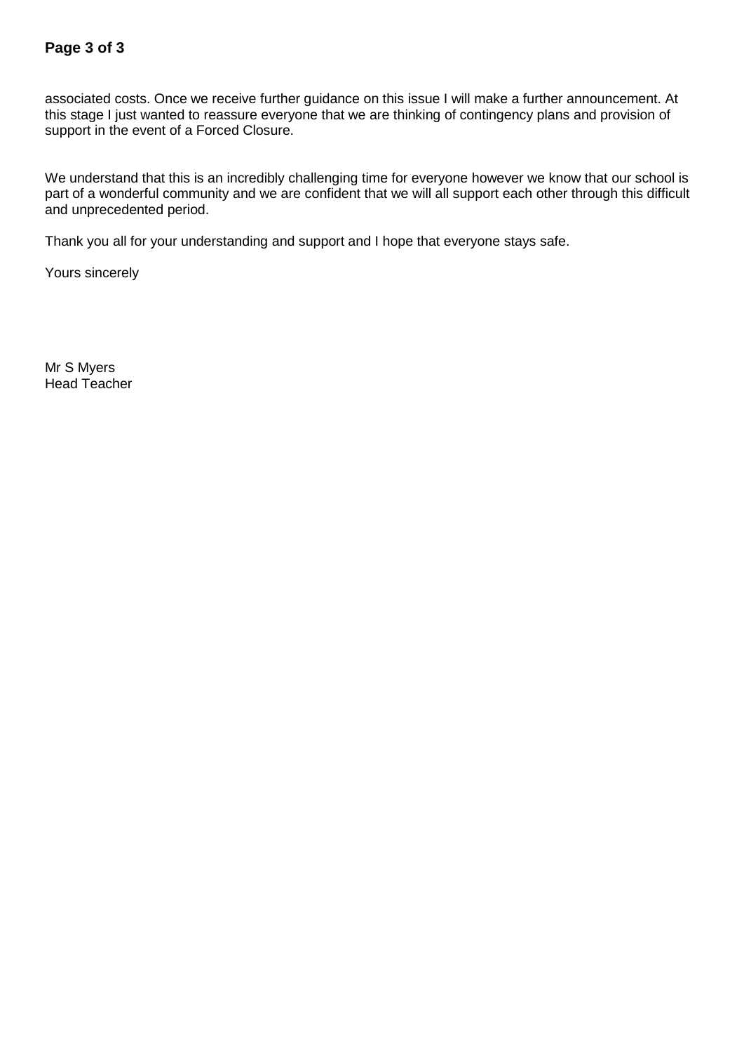associated costs. Once we receive further guidance on this issue I will make a further announcement. At this stage I just wanted to reassure everyone that we are thinking of contingency plans and provision of support in the event of a Forced Closure.

We understand that this is an incredibly challenging time for everyone however we know that our school is part of a wonderful community and we are confident that we will all support each other through this difficult and unprecedented period.

Thank you all for your understanding and support and I hope that everyone stays safe.

Yours sincerely

Mr S Myers
Head Teacher